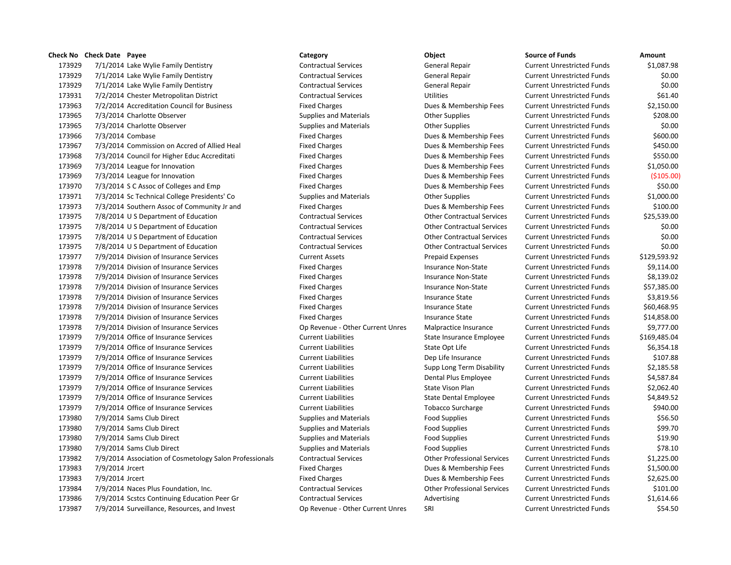| Check No | Check Date | Payee | Category | Object | Source of Funds | Amount |
|---|---|---|---|---|---|---|
| 173929 | 7/1/2014 | Lake Wylie Family Dentistry | Contractual Services | General Repair | Current Unrestricted Funds | $1,087.98 |
| 173929 | 7/1/2014 | Lake Wylie Family Dentistry | Contractual Services | General Repair | Current Unrestricted Funds | $0.00 |
| 173929 | 7/1/2014 | Lake Wylie Family Dentistry | Contractual Services | General Repair | Current Unrestricted Funds | $0.00 |
| 173931 | 7/2/2014 | Chester Metropolitan District | Contractual Services | Utilities | Current Unrestricted Funds | $61.40 |
| 173963 | 7/2/2014 | Accreditation Council for Business | Fixed Charges | Dues & Membership Fees | Current Unrestricted Funds | $2,150.00 |
| 173965 | 7/3/2014 | Charlotte Observer | Supplies and Materials | Other Supplies | Current Unrestricted Funds | $208.00 |
| 173965 | 7/3/2014 | Charlotte Observer | Supplies and Materials | Other Supplies | Current Unrestricted Funds | $0.00 |
| 173966 | 7/3/2014 | Combase | Fixed Charges | Dues & Membership Fees | Current Unrestricted Funds | $600.00 |
| 173967 | 7/3/2014 | Commission on Accred of Allied Heal | Fixed Charges | Dues & Membership Fees | Current Unrestricted Funds | $450.00 |
| 173968 | 7/3/2014 | Council for Higher Educ Accreditati | Fixed Charges | Dues & Membership Fees | Current Unrestricted Funds | $550.00 |
| 173969 | 7/3/2014 | League for Innovation | Fixed Charges | Dues & Membership Fees | Current Unrestricted Funds | $1,050.00 |
| 173969 | 7/3/2014 | League for Innovation | Fixed Charges | Dues & Membership Fees | Current Unrestricted Funds | ($105.00) |
| 173970 | 7/3/2014 | S C Assoc of Colleges and Emp | Fixed Charges | Dues & Membership Fees | Current Unrestricted Funds | $50.00 |
| 173971 | 7/3/2014 | Sc Technical College Presidents' Co | Supplies and Materials | Other Supplies | Current Unrestricted Funds | $1,000.00 |
| 173973 | 7/3/2014 | Southern Assoc of Community Jr and | Fixed Charges | Dues & Membership Fees | Current Unrestricted Funds | $100.00 |
| 173975 | 7/8/2014 | U S Department of Education | Contractual Services | Other Contractual Services | Current Unrestricted Funds | $25,539.00 |
| 173975 | 7/8/2014 | U S Department of Education | Contractual Services | Other Contractual Services | Current Unrestricted Funds | $0.00 |
| 173975 | 7/8/2014 | U S Department of Education | Contractual Services | Other Contractual Services | Current Unrestricted Funds | $0.00 |
| 173975 | 7/8/2014 | U S Department of Education | Contractual Services | Other Contractual Services | Current Unrestricted Funds | $0.00 |
| 173977 | 7/9/2014 | Division of Insurance Services | Current Assets | Prepaid Expenses | Current Unrestricted Funds | $129,593.92 |
| 173978 | 7/9/2014 | Division of Insurance Services | Fixed Charges | Insurance Non-State | Current Unrestricted Funds | $9,114.00 |
| 173978 | 7/9/2014 | Division of Insurance Services | Fixed Charges | Insurance Non-State | Current Unrestricted Funds | $8,139.02 |
| 173978 | 7/9/2014 | Division of Insurance Services | Fixed Charges | Insurance Non-State | Current Unrestricted Funds | $57,385.00 |
| 173978 | 7/9/2014 | Division of Insurance Services | Fixed Charges | Insurance State | Current Unrestricted Funds | $3,819.56 |
| 173978 | 7/9/2014 | Division of Insurance Services | Fixed Charges | Insurance State | Current Unrestricted Funds | $60,468.95 |
| 173978 | 7/9/2014 | Division of Insurance Services | Fixed Charges | Insurance State | Current Unrestricted Funds | $14,858.00 |
| 173978 | 7/9/2014 | Division of Insurance Services | Op Revenue - Other Current Unres | Malpractice Insurance | Current Unrestricted Funds | $9,777.00 |
| 173979 | 7/9/2014 | Office of Insurance Services | Current Liabilities | State Insurance Employee | Current Unrestricted Funds | $169,485.04 |
| 173979 | 7/9/2014 | Office of Insurance Services | Current Liabilities | State Opt Life | Current Unrestricted Funds | $6,354.18 |
| 173979 | 7/9/2014 | Office of Insurance Services | Current Liabilities | Dep Life Insurance | Current Unrestricted Funds | $107.88 |
| 173979 | 7/9/2014 | Office of Insurance Services | Current Liabilities | Supp Long Term Disability | Current Unrestricted Funds | $2,185.58 |
| 173979 | 7/9/2014 | Office of Insurance Services | Current Liabilities | Dental Plus Employee | Current Unrestricted Funds | $4,587.84 |
| 173979 | 7/9/2014 | Office of Insurance Services | Current Liabilities | State Vison Plan | Current Unrestricted Funds | $2,062.40 |
| 173979 | 7/9/2014 | Office of Insurance Services | Current Liabilities | State Dental Employee | Current Unrestricted Funds | $4,849.52 |
| 173979 | 7/9/2014 | Office of Insurance Services | Current Liabilities | Tobacco Surcharge | Current Unrestricted Funds | $940.00 |
| 173980 | 7/9/2014 | Sams Club Direct | Supplies and Materials | Food Supplies | Current Unrestricted Funds | $56.50 |
| 173980 | 7/9/2014 | Sams Club Direct | Supplies and Materials | Food Supplies | Current Unrestricted Funds | $99.70 |
| 173980 | 7/9/2014 | Sams Club Direct | Supplies and Materials | Food Supplies | Current Unrestricted Funds | $19.90 |
| 173980 | 7/9/2014 | Sams Club Direct | Supplies and Materials | Food Supplies | Current Unrestricted Funds | $78.10 |
| 173982 | 7/9/2014 | Association of Cosmetology Salon Professionals | Contractual Services | Other Professional Services | Current Unrestricted Funds | $1,225.00 |
| 173983 | 7/9/2014 | Jrcert | Fixed Charges | Dues & Membership Fees | Current Unrestricted Funds | $1,500.00 |
| 173983 | 7/9/2014 | Jrcert | Fixed Charges | Dues & Membership Fees | Current Unrestricted Funds | $2,625.00 |
| 173984 | 7/9/2014 | Naces Plus Foundation, Inc. | Contractual Services | Other Professional Services | Current Unrestricted Funds | $101.00 |
| 173986 | 7/9/2014 | Scstcs Continuing Education Peer Gr | Contractual Services | Advertising | Current Unrestricted Funds | $1,614.66 |
| 173987 | 7/9/2014 | Surveillance, Resources, and Invest | Op Revenue - Other Current Unres | SRI | Current Unrestricted Funds | $54.50 |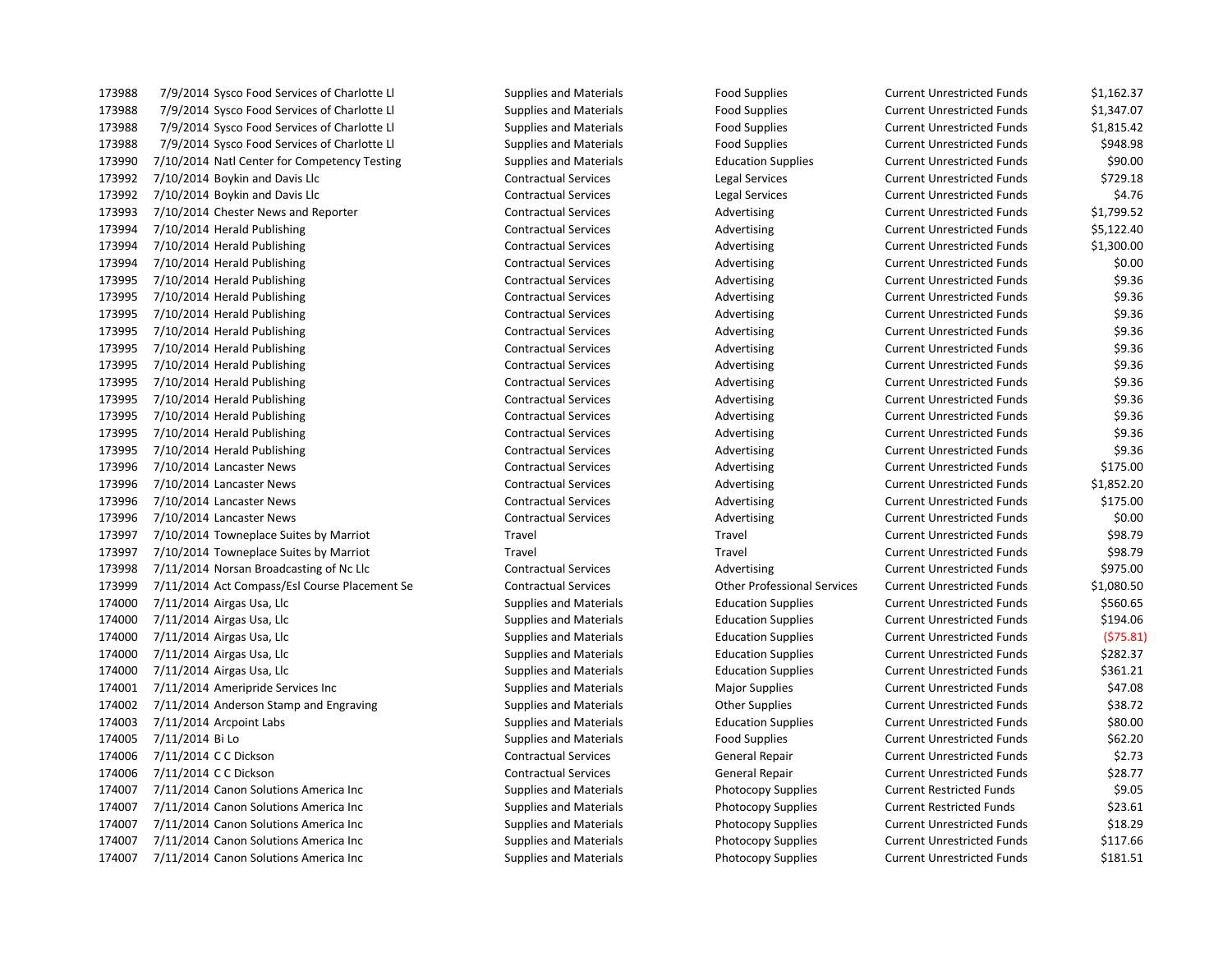| | | | | | | |
|---|---|---|---|---|---|---|
| 173988 | 7/9/2014 | Sysco Food Services of Charlotte Ll | Supplies and Materials | Food Supplies | Current Unrestricted Funds | $1,162.37 |
| 173988 | 7/9/2014 | Sysco Food Services of Charlotte Ll | Supplies and Materials | Food Supplies | Current Unrestricted Funds | $1,347.07 |
| 173988 | 7/9/2014 | Sysco Food Services of Charlotte Ll | Supplies and Materials | Food Supplies | Current Unrestricted Funds | $1,815.42 |
| 173988 | 7/9/2014 | Sysco Food Services of Charlotte Ll | Supplies and Materials | Food Supplies | Current Unrestricted Funds | $948.98 |
| 173990 | 7/10/2014 | Natl Center for Competency Testing | Supplies and Materials | Education Supplies | Current Unrestricted Funds | $90.00 |
| 173992 | 7/10/2014 | Boykin and Davis Llc | Contractual Services | Legal Services | Current Unrestricted Funds | $729.18 |
| 173992 | 7/10/2014 | Boykin and Davis Llc | Contractual Services | Legal Services | Current Unrestricted Funds | $4.76 |
| 173993 | 7/10/2014 | Chester News and Reporter | Contractual Services | Advertising | Current Unrestricted Funds | $1,799.52 |
| 173994 | 7/10/2014 | Herald Publishing | Contractual Services | Advertising | Current Unrestricted Funds | $5,122.40 |
| 173994 | 7/10/2014 | Herald Publishing | Contractual Services | Advertising | Current Unrestricted Funds | $1,300.00 |
| 173994 | 7/10/2014 | Herald Publishing | Contractual Services | Advertising | Current Unrestricted Funds | $0.00 |
| 173995 | 7/10/2014 | Herald Publishing | Contractual Services | Advertising | Current Unrestricted Funds | $9.36 |
| 173995 | 7/10/2014 | Herald Publishing | Contractual Services | Advertising | Current Unrestricted Funds | $9.36 |
| 173995 | 7/10/2014 | Herald Publishing | Contractual Services | Advertising | Current Unrestricted Funds | $9.36 |
| 173995 | 7/10/2014 | Herald Publishing | Contractual Services | Advertising | Current Unrestricted Funds | $9.36 |
| 173995 | 7/10/2014 | Herald Publishing | Contractual Services | Advertising | Current Unrestricted Funds | $9.36 |
| 173995 | 7/10/2014 | Herald Publishing | Contractual Services | Advertising | Current Unrestricted Funds | $9.36 |
| 173995 | 7/10/2014 | Herald Publishing | Contractual Services | Advertising | Current Unrestricted Funds | $9.36 |
| 173995 | 7/10/2014 | Herald Publishing | Contractual Services | Advertising | Current Unrestricted Funds | $9.36 |
| 173995 | 7/10/2014 | Herald Publishing | Contractual Services | Advertising | Current Unrestricted Funds | $9.36 |
| 173995 | 7/10/2014 | Herald Publishing | Contractual Services | Advertising | Current Unrestricted Funds | $9.36 |
| 173995 | 7/10/2014 | Herald Publishing | Contractual Services | Advertising | Current Unrestricted Funds | $9.36 |
| 173996 | 7/10/2014 | Lancaster News | Contractual Services | Advertising | Current Unrestricted Funds | $175.00 |
| 173996 | 7/10/2014 | Lancaster News | Contractual Services | Advertising | Current Unrestricted Funds | $1,852.20 |
| 173996 | 7/10/2014 | Lancaster News | Contractual Services | Advertising | Current Unrestricted Funds | $175.00 |
| 173996 | 7/10/2014 | Lancaster News | Contractual Services | Advertising | Current Unrestricted Funds | $0.00 |
| 173997 | 7/10/2014 | Towneplace Suites by Marriot | Travel | Travel | Current Unrestricted Funds | $98.79 |
| 173997 | 7/10/2014 | Towneplace Suites by Marriot | Travel | Travel | Current Unrestricted Funds | $98.79 |
| 173998 | 7/11/2014 | Norsan Broadcasting of Nc Llc | Contractual Services | Advertising | Current Unrestricted Funds | $975.00 |
| 173999 | 7/11/2014 | Act Compass/Esl Course Placement Se | Contractual Services | Other Professional Services | Current Unrestricted Funds | $1,080.50 |
| 174000 | 7/11/2014 | Airgas Usa, Llc | Supplies and Materials | Education Supplies | Current Unrestricted Funds | $560.65 |
| 174000 | 7/11/2014 | Airgas Usa, Llc | Supplies and Materials | Education Supplies | Current Unrestricted Funds | $194.06 |
| 174000 | 7/11/2014 | Airgas Usa, Llc | Supplies and Materials | Education Supplies | Current Unrestricted Funds | ($75.81) |
| 174000 | 7/11/2014 | Airgas Usa, Llc | Supplies and Materials | Education Supplies | Current Unrestricted Funds | $282.37 |
| 174000 | 7/11/2014 | Airgas Usa, Llc | Supplies and Materials | Education Supplies | Current Unrestricted Funds | $361.21 |
| 174001 | 7/11/2014 | Ameripride Services Inc | Supplies and Materials | Major Supplies | Current Unrestricted Funds | $47.08 |
| 174002 | 7/11/2014 | Anderson Stamp and Engraving | Supplies and Materials | Other Supplies | Current Unrestricted Funds | $38.72 |
| 174003 | 7/11/2014 | Arcpoint Labs | Supplies and Materials | Education Supplies | Current Unrestricted Funds | $80.00 |
| 174005 | 7/11/2014 | Bi Lo | Supplies and Materials | Food Supplies | Current Unrestricted Funds | $62.20 |
| 174006 | 7/11/2014 | C C Dickson | Contractual Services | General Repair | Current Unrestricted Funds | $2.73 |
| 174006 | 7/11/2014 | C C Dickson | Contractual Services | General Repair | Current Unrestricted Funds | $28.77 |
| 174007 | 7/11/2014 | Canon Solutions America Inc | Supplies and Materials | Photocopy Supplies | Current Restricted Funds | $9.05 |
| 174007 | 7/11/2014 | Canon Solutions America Inc | Supplies and Materials | Photocopy Supplies | Current Restricted Funds | $23.61 |
| 174007 | 7/11/2014 | Canon Solutions America Inc | Supplies and Materials | Photocopy Supplies | Current Unrestricted Funds | $18.29 |
| 174007 | 7/11/2014 | Canon Solutions America Inc | Supplies and Materials | Photocopy Supplies | Current Unrestricted Funds | $117.66 |
| 174007 | 7/11/2014 | Canon Solutions America Inc | Supplies and Materials | Photocopy Supplies | Current Unrestricted Funds | $181.51 |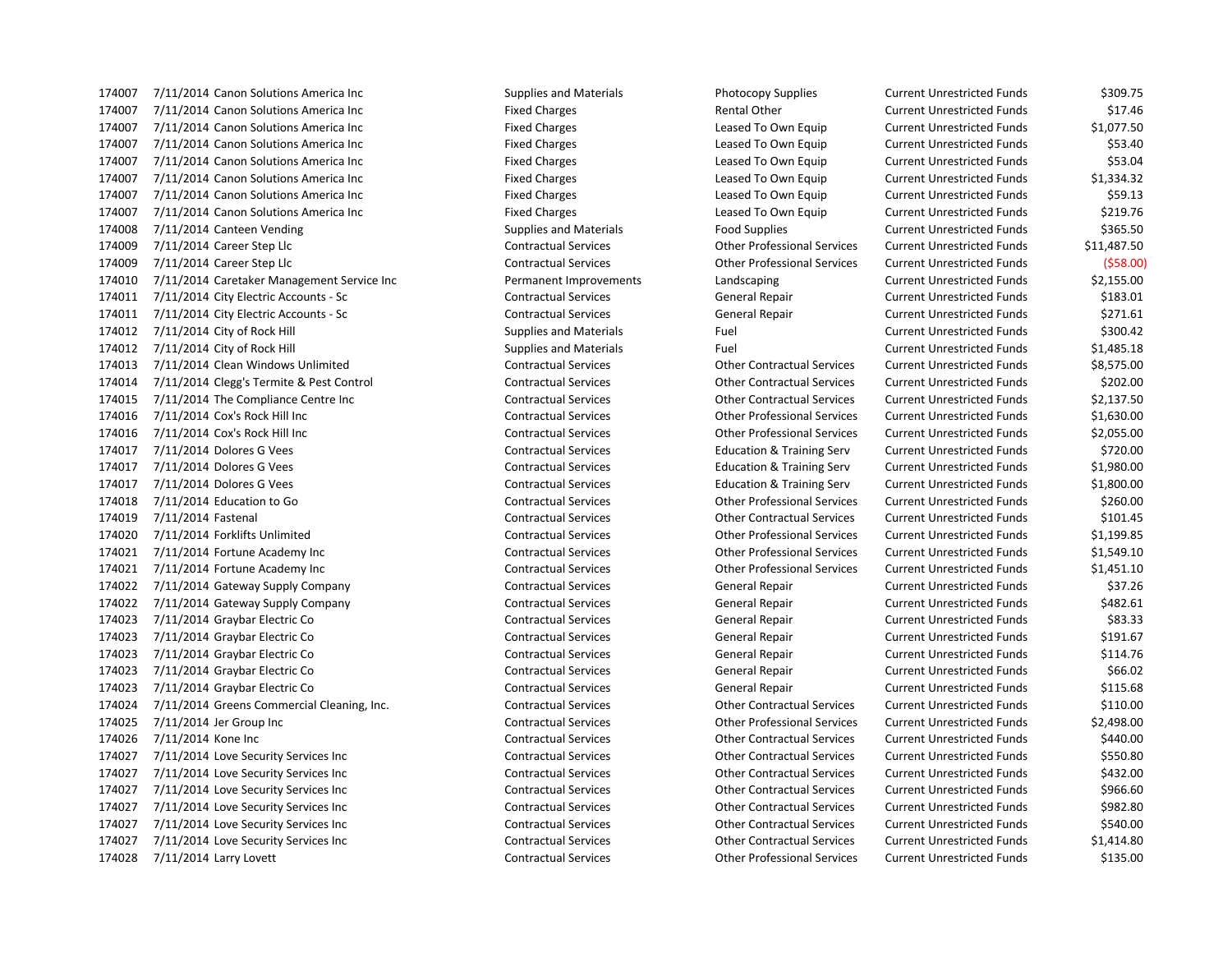| | | | | | | |
|---|---|---|---|---|---|---|
| 174007 | 7/11/2014 | Canon Solutions America Inc | Supplies and Materials | Photocopy Supplies | Current Unrestricted Funds | $309.75 |
| 174007 | 7/11/2014 | Canon Solutions America Inc | Fixed Charges | Rental Other | Current Unrestricted Funds | $17.46 |
| 174007 | 7/11/2014 | Canon Solutions America Inc | Fixed Charges | Leased To Own Equip | Current Unrestricted Funds | $1,077.50 |
| 174007 | 7/11/2014 | Canon Solutions America Inc | Fixed Charges | Leased To Own Equip | Current Unrestricted Funds | $53.40 |
| 174007 | 7/11/2014 | Canon Solutions America Inc | Fixed Charges | Leased To Own Equip | Current Unrestricted Funds | $53.04 |
| 174007 | 7/11/2014 | Canon Solutions America Inc | Fixed Charges | Leased To Own Equip | Current Unrestricted Funds | $1,334.32 |
| 174007 | 7/11/2014 | Canon Solutions America Inc | Fixed Charges | Leased To Own Equip | Current Unrestricted Funds | $59.13 |
| 174007 | 7/11/2014 | Canon Solutions America Inc | Fixed Charges | Leased To Own Equip | Current Unrestricted Funds | $219.76 |
| 174008 | 7/11/2014 | Canteen Vending | Supplies and Materials | Food Supplies | Current Unrestricted Funds | $365.50 |
| 174009 | 7/11/2014 | Career Step Llc | Contractual Services | Other Professional Services | Current Unrestricted Funds | $11,487.50 |
| 174009 | 7/11/2014 | Career Step Llc | Contractual Services | Other Professional Services | Current Unrestricted Funds | ($58.00) |
| 174010 | 7/11/2014 | Caretaker Management Service Inc | Permanent Improvements | Landscaping | Current Unrestricted Funds | $2,155.00 |
| 174011 | 7/11/2014 | City Electric Accounts - Sc | Contractual Services | General Repair | Current Unrestricted Funds | $183.01 |
| 174011 | 7/11/2014 | City Electric Accounts - Sc | Contractual Services | General Repair | Current Unrestricted Funds | $271.61 |
| 174012 | 7/11/2014 | City of Rock Hill | Supplies and Materials | Fuel | Current Unrestricted Funds | $300.42 |
| 174012 | 7/11/2014 | City of Rock Hill | Supplies and Materials | Fuel | Current Unrestricted Funds | $1,485.18 |
| 174013 | 7/11/2014 | Clean Windows Unlimited | Contractual Services | Other Contractual Services | Current Unrestricted Funds | $8,575.00 |
| 174014 | 7/11/2014 | Clegg's Termite & Pest Control | Contractual Services | Other Contractual Services | Current Unrestricted Funds | $202.00 |
| 174015 | 7/11/2014 | The Compliance Centre Inc | Contractual Services | Other Contractual Services | Current Unrestricted Funds | $2,137.50 |
| 174016 | 7/11/2014 | Cox's Rock Hill Inc | Contractual Services | Other Professional Services | Current Unrestricted Funds | $1,630.00 |
| 174016 | 7/11/2014 | Cox's Rock Hill Inc | Contractual Services | Other Professional Services | Current Unrestricted Funds | $2,055.00 |
| 174017 | 7/11/2014 | Dolores G Vees | Contractual Services | Education & Training Serv | Current Unrestricted Funds | $720.00 |
| 174017 | 7/11/2014 | Dolores G Vees | Contractual Services | Education & Training Serv | Current Unrestricted Funds | $1,980.00 |
| 174017 | 7/11/2014 | Dolores G Vees | Contractual Services | Education & Training Serv | Current Unrestricted Funds | $1,800.00 |
| 174018 | 7/11/2014 | Education to Go | Contractual Services | Other Professional Services | Current Unrestricted Funds | $260.00 |
| 174019 | 7/11/2014 | Fastenal | Contractual Services | Other Contractual Services | Current Unrestricted Funds | $101.45 |
| 174020 | 7/11/2014 | Forklifts Unlimited | Contractual Services | Other Professional Services | Current Unrestricted Funds | $1,199.85 |
| 174021 | 7/11/2014 | Fortune Academy Inc | Contractual Services | Other Professional Services | Current Unrestricted Funds | $1,549.10 |
| 174021 | 7/11/2014 | Fortune Academy Inc | Contractual Services | Other Professional Services | Current Unrestricted Funds | $1,451.10 |
| 174022 | 7/11/2014 | Gateway Supply Company | Contractual Services | General Repair | Current Unrestricted Funds | $37.26 |
| 174022 | 7/11/2014 | Gateway Supply Company | Contractual Services | General Repair | Current Unrestricted Funds | $482.61 |
| 174023 | 7/11/2014 | Graybar Electric Co | Contractual Services | General Repair | Current Unrestricted Funds | $83.33 |
| 174023 | 7/11/2014 | Graybar Electric Co | Contractual Services | General Repair | Current Unrestricted Funds | $191.67 |
| 174023 | 7/11/2014 | Graybar Electric Co | Contractual Services | General Repair | Current Unrestricted Funds | $114.76 |
| 174023 | 7/11/2014 | Graybar Electric Co | Contractual Services | General Repair | Current Unrestricted Funds | $66.02 |
| 174023 | 7/11/2014 | Graybar Electric Co | Contractual Services | General Repair | Current Unrestricted Funds | $115.68 |
| 174024 | 7/11/2014 | Greens Commercial Cleaning, Inc. | Contractual Services | Other Contractual Services | Current Unrestricted Funds | $110.00 |
| 174025 | 7/11/2014 | Jer Group Inc | Contractual Services | Other Professional Services | Current Unrestricted Funds | $2,498.00 |
| 174026 | 7/11/2014 | Kone Inc | Contractual Services | Other Contractual Services | Current Unrestricted Funds | $440.00 |
| 174027 | 7/11/2014 | Love Security Services Inc | Contractual Services | Other Contractual Services | Current Unrestricted Funds | $550.80 |
| 174027 | 7/11/2014 | Love Security Services Inc | Contractual Services | Other Contractual Services | Current Unrestricted Funds | $432.00 |
| 174027 | 7/11/2014 | Love Security Services Inc | Contractual Services | Other Contractual Services | Current Unrestricted Funds | $966.60 |
| 174027 | 7/11/2014 | Love Security Services Inc | Contractual Services | Other Contractual Services | Current Unrestricted Funds | $982.80 |
| 174027 | 7/11/2014 | Love Security Services Inc | Contractual Services | Other Contractual Services | Current Unrestricted Funds | $540.00 |
| 174027 | 7/11/2014 | Love Security Services Inc | Contractual Services | Other Contractual Services | Current Unrestricted Funds | $1,414.80 |
| 174028 | 7/11/2014 | Larry Lovett | Contractual Services | Other Professional Services | Current Unrestricted Funds | $135.00 |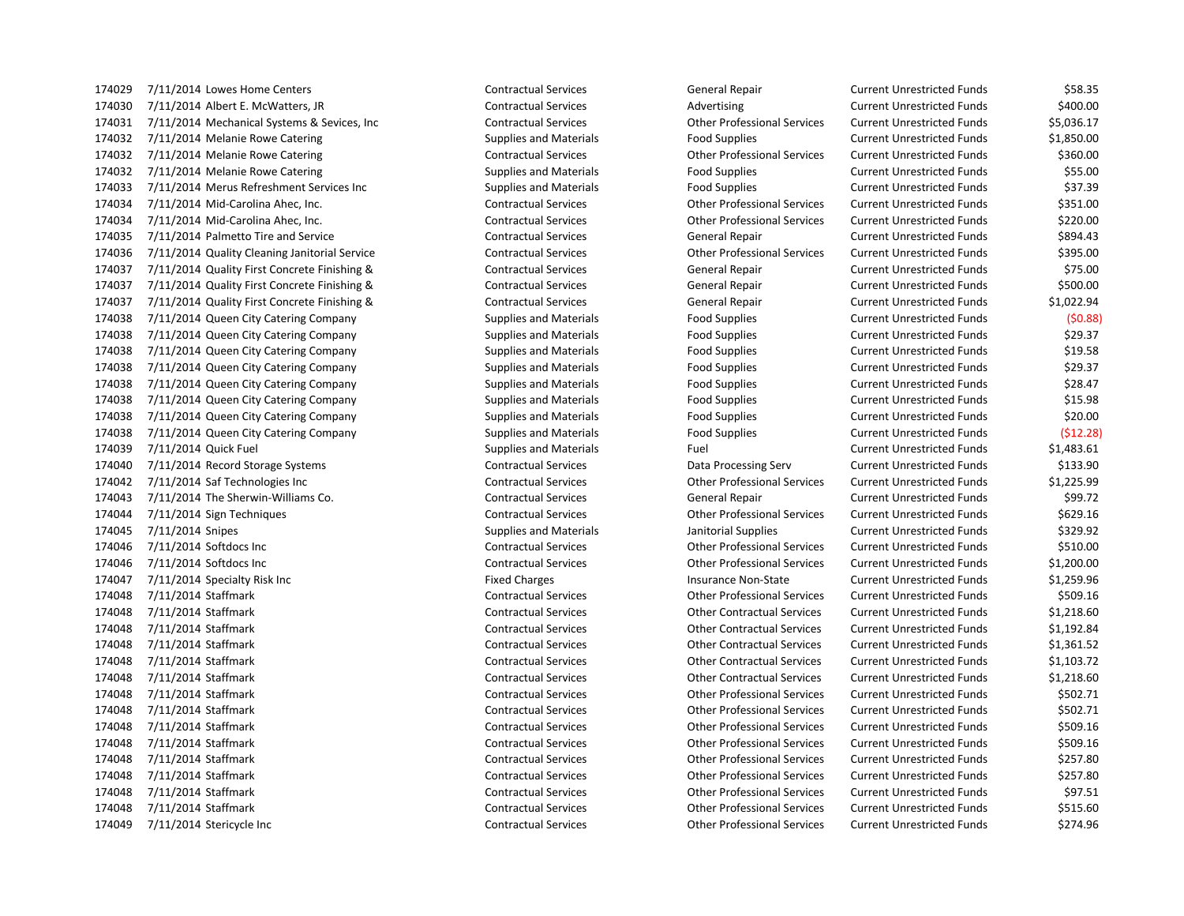| | | | | | | |
|---|---|---|---|---|---|---|
| 174029 | 7/11/2014 | Lowes Home Centers | Contractual Services | General Repair | Current Unrestricted Funds | $58.35 |
| 174030 | 7/11/2014 | Albert E. McWatters, JR | Contractual Services | Advertising | Current Unrestricted Funds | $400.00 |
| 174031 | 7/11/2014 | Mechanical Systems & Sevices, Inc | Contractual Services | Other Professional Services | Current Unrestricted Funds | $5,036.17 |
| 174032 | 7/11/2014 | Melanie Rowe Catering | Supplies and Materials | Food Supplies | Current Unrestricted Funds | $1,850.00 |
| 174032 | 7/11/2014 | Melanie Rowe Catering | Contractual Services | Other Professional Services | Current Unrestricted Funds | $360.00 |
| 174032 | 7/11/2014 | Melanie Rowe Catering | Supplies and Materials | Food Supplies | Current Unrestricted Funds | $55.00 |
| 174033 | 7/11/2014 | Merus Refreshment Services Inc | Supplies and Materials | Food Supplies | Current Unrestricted Funds | $37.39 |
| 174034 | 7/11/2014 | Mid-Carolina Ahec, Inc. | Contractual Services | Other Professional Services | Current Unrestricted Funds | $351.00 |
| 174034 | 7/11/2014 | Mid-Carolina Ahec, Inc. | Contractual Services | Other Professional Services | Current Unrestricted Funds | $220.00 |
| 174035 | 7/11/2014 | Palmetto Tire and Service | Contractual Services | General Repair | Current Unrestricted Funds | $894.43 |
| 174036 | 7/11/2014 | Quality Cleaning Janitorial Service | Contractual Services | Other Professional Services | Current Unrestricted Funds | $395.00 |
| 174037 | 7/11/2014 | Quality First Concrete Finishing & | Contractual Services | General Repair | Current Unrestricted Funds | $75.00 |
| 174037 | 7/11/2014 | Quality First Concrete Finishing & | Contractual Services | General Repair | Current Unrestricted Funds | $500.00 |
| 174037 | 7/11/2014 | Quality First Concrete Finishing & | Contractual Services | General Repair | Current Unrestricted Funds | $1,022.94 |
| 174038 | 7/11/2014 | Queen City Catering Company | Supplies and Materials | Food Supplies | Current Unrestricted Funds | ($0.88) |
| 174038 | 7/11/2014 | Queen City Catering Company | Supplies and Materials | Food Supplies | Current Unrestricted Funds | $29.37 |
| 174038 | 7/11/2014 | Queen City Catering Company | Supplies and Materials | Food Supplies | Current Unrestricted Funds | $19.58 |
| 174038 | 7/11/2014 | Queen City Catering Company | Supplies and Materials | Food Supplies | Current Unrestricted Funds | $29.37 |
| 174038 | 7/11/2014 | Queen City Catering Company | Supplies and Materials | Food Supplies | Current Unrestricted Funds | $28.47 |
| 174038 | 7/11/2014 | Queen City Catering Company | Supplies and Materials | Food Supplies | Current Unrestricted Funds | $15.98 |
| 174038 | 7/11/2014 | Queen City Catering Company | Supplies and Materials | Food Supplies | Current Unrestricted Funds | $20.00 |
| 174038 | 7/11/2014 | Queen City Catering Company | Supplies and Materials | Food Supplies | Current Unrestricted Funds | ($12.28) |
| 174039 | 7/11/2014 | Quick Fuel | Supplies and Materials | Fuel | Current Unrestricted Funds | $1,483.61 |
| 174040 | 7/11/2014 | Record Storage Systems | Contractual Services | Data Processing Serv | Current Unrestricted Funds | $133.90 |
| 174042 | 7/11/2014 | Saf Technologies Inc | Contractual Services | Other Professional Services | Current Unrestricted Funds | $1,225.99 |
| 174043 | 7/11/2014 | The Sherwin-Williams Co. | Contractual Services | General Repair | Current Unrestricted Funds | $99.72 |
| 174044 | 7/11/2014 | Sign Techniques | Contractual Services | Other Professional Services | Current Unrestricted Funds | $629.16 |
| 174045 | 7/11/2014 | Snipes | Supplies and Materials | Janitorial Supplies | Current Unrestricted Funds | $329.92 |
| 174046 | 7/11/2014 | Softdocs Inc | Contractual Services | Other Professional Services | Current Unrestricted Funds | $510.00 |
| 174046 | 7/11/2014 | Softdocs Inc | Contractual Services | Other Professional Services | Current Unrestricted Funds | $1,200.00 |
| 174047 | 7/11/2014 | Specialty Risk Inc | Fixed Charges | Insurance Non-State | Current Unrestricted Funds | $1,259.96 |
| 174048 | 7/11/2014 | Staffmark | Contractual Services | Other Professional Services | Current Unrestricted Funds | $509.16 |
| 174048 | 7/11/2014 | Staffmark | Contractual Services | Other Contractual Services | Current Unrestricted Funds | $1,218.60 |
| 174048 | 7/11/2014 | Staffmark | Contractual Services | Other Contractual Services | Current Unrestricted Funds | $1,192.84 |
| 174048 | 7/11/2014 | Staffmark | Contractual Services | Other Contractual Services | Current Unrestricted Funds | $1,361.52 |
| 174048 | 7/11/2014 | Staffmark | Contractual Services | Other Contractual Services | Current Unrestricted Funds | $1,103.72 |
| 174048 | 7/11/2014 | Staffmark | Contractual Services | Other Contractual Services | Current Unrestricted Funds | $1,218.60 |
| 174048 | 7/11/2014 | Staffmark | Contractual Services | Other Professional Services | Current Unrestricted Funds | $502.71 |
| 174048 | 7/11/2014 | Staffmark | Contractual Services | Other Professional Services | Current Unrestricted Funds | $502.71 |
| 174048 | 7/11/2014 | Staffmark | Contractual Services | Other Professional Services | Current Unrestricted Funds | $509.16 |
| 174048 | 7/11/2014 | Staffmark | Contractual Services | Other Professional Services | Current Unrestricted Funds | $509.16 |
| 174048 | 7/11/2014 | Staffmark | Contractual Services | Other Professional Services | Current Unrestricted Funds | $257.80 |
| 174048 | 7/11/2014 | Staffmark | Contractual Services | Other Professional Services | Current Unrestricted Funds | $257.80 |
| 174048 | 7/11/2014 | Staffmark | Contractual Services | Other Professional Services | Current Unrestricted Funds | $97.51 |
| 174048 | 7/11/2014 | Staffmark | Contractual Services | Other Professional Services | Current Unrestricted Funds | $515.60 |
| 174049 | 7/11/2014 | Stericycle Inc | Contractual Services | Other Professional Services | Current Unrestricted Funds | $274.96 |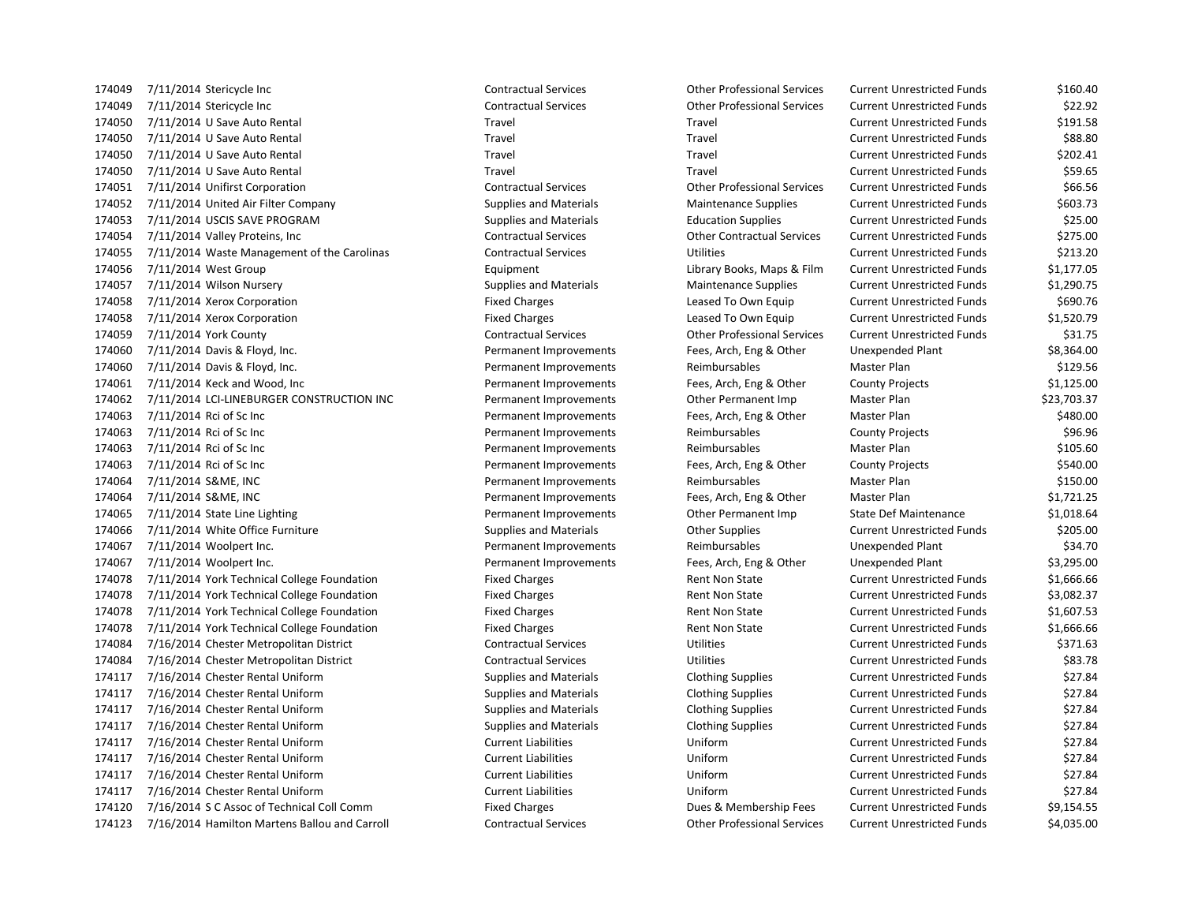| | | | | | | | |
|---|---|---|---|---|---|---|---|
| 174049 | 7/11/2014 | Stericycle Inc | Contractual Services | Other Professional Services | Current Unrestricted Funds | $160.40 |
| 174049 | 7/11/2014 | Stericycle Inc | Contractual Services | Other Professional Services | Current Unrestricted Funds | $22.92 |
| 174050 | 7/11/2014 | U Save Auto Rental | Travel | Travel | Current Unrestricted Funds | $191.58 |
| 174050 | 7/11/2014 | U Save Auto Rental | Travel | Travel | Current Unrestricted Funds | $88.80 |
| 174050 | 7/11/2014 | U Save Auto Rental | Travel | Travel | Current Unrestricted Funds | $202.41 |
| 174050 | 7/11/2014 | U Save Auto Rental | Travel | Travel | Current Unrestricted Funds | $59.65 |
| 174051 | 7/11/2014 | Unifirst Corporation | Contractual Services | Other Professional Services | Current Unrestricted Funds | $66.56 |
| 174052 | 7/11/2014 | United Air Filter Company | Supplies and Materials | Maintenance Supplies | Current Unrestricted Funds | $603.73 |
| 174053 | 7/11/2014 | USCIS SAVE PROGRAM | Supplies and Materials | Education Supplies | Current Unrestricted Funds | $25.00 |
| 174054 | 7/11/2014 | Valley Proteins, Inc | Contractual Services | Other Contractual Services | Current Unrestricted Funds | $275.00 |
| 174055 | 7/11/2014 | Waste Management of the Carolinas | Contractual Services | Utilities | Current Unrestricted Funds | $213.20 |
| 174056 | 7/11/2014 | West Group | Equipment | Library Books, Maps & Film | Current Unrestricted Funds | $1,177.05 |
| 174057 | 7/11/2014 | Wilson Nursery | Supplies and Materials | Maintenance Supplies | Current Unrestricted Funds | $1,290.75 |
| 174058 | 7/11/2014 | Xerox Corporation | Fixed Charges | Leased To Own Equip | Current Unrestricted Funds | $690.76 |
| 174058 | 7/11/2014 | Xerox Corporation | Fixed Charges | Leased To Own Equip | Current Unrestricted Funds | $1,520.79 |
| 174059 | 7/11/2014 | York County | Contractual Services | Other Professional Services | Current Unrestricted Funds | $31.75 |
| 174060 | 7/11/2014 | Davis & Floyd, Inc. | Permanent Improvements | Fees, Arch, Eng & Other | Unexpended Plant | $8,364.00 |
| 174060 | 7/11/2014 | Davis & Floyd, Inc. | Permanent Improvements | Reimbursables | Master Plan | $129.56 |
| 174061 | 7/11/2014 | Keck and Wood, Inc | Permanent Improvements | Fees, Arch, Eng & Other | County Projects | $1,125.00 |
| 174062 | 7/11/2014 | LCI-LINEBURGER CONSTRUCTION INC | Permanent Improvements | Other Permanent Imp | Master Plan | $23,703.37 |
| 174063 | 7/11/2014 | Rci of Sc Inc | Permanent Improvements | Fees, Arch, Eng & Other | Master Plan | $480.00 |
| 174063 | 7/11/2014 | Rci of Sc Inc | Permanent Improvements | Reimbursables | County Projects | $96.96 |
| 174063 | 7/11/2014 | Rci of Sc Inc | Permanent Improvements | Reimbursables | Master Plan | $105.60 |
| 174063 | 7/11/2014 | Rci of Sc Inc | Permanent Improvements | Fees, Arch, Eng & Other | County Projects | $540.00 |
| 174064 | 7/11/2014 | S&ME, INC | Permanent Improvements | Reimbursables | Master Plan | $150.00 |
| 174064 | 7/11/2014 | S&ME, INC | Permanent Improvements | Fees, Arch, Eng & Other | Master Plan | $1,721.25 |
| 174065 | 7/11/2014 | State Line Lighting | Permanent Improvements | Other Permanent Imp | State Def Maintenance | $1,018.64 |
| 174066 | 7/11/2014 | White Office Furniture | Supplies and Materials | Other Supplies | Current Unrestricted Funds | $205.00 |
| 174067 | 7/11/2014 | Woolpert Inc. | Permanent Improvements | Reimbursables | Unexpended Plant | $34.70 |
| 174067 | 7/11/2014 | Woolpert Inc. | Permanent Improvements | Fees, Arch, Eng & Other | Unexpended Plant | $3,295.00 |
| 174078 | 7/11/2014 | York Technical College Foundation | Fixed Charges | Rent Non State | Current Unrestricted Funds | $1,666.66 |
| 174078 | 7/11/2014 | York Technical College Foundation | Fixed Charges | Rent Non State | Current Unrestricted Funds | $3,082.37 |
| 174078 | 7/11/2014 | York Technical College Foundation | Fixed Charges | Rent Non State | Current Unrestricted Funds | $1,607.53 |
| 174078 | 7/11/2014 | York Technical College Foundation | Fixed Charges | Rent Non State | Current Unrestricted Funds | $1,666.66 |
| 174084 | 7/16/2014 | Chester Metropolitan District | Contractual Services | Utilities | Current Unrestricted Funds | $371.63 |
| 174084 | 7/16/2014 | Chester Metropolitan District | Contractual Services | Utilities | Current Unrestricted Funds | $83.78 |
| 174117 | 7/16/2014 | Chester Rental Uniform | Supplies and Materials | Clothing Supplies | Current Unrestricted Funds | $27.84 |
| 174117 | 7/16/2014 | Chester Rental Uniform | Supplies and Materials | Clothing Supplies | Current Unrestricted Funds | $27.84 |
| 174117 | 7/16/2014 | Chester Rental Uniform | Supplies and Materials | Clothing Supplies | Current Unrestricted Funds | $27.84 |
| 174117 | 7/16/2014 | Chester Rental Uniform | Supplies and Materials | Clothing Supplies | Current Unrestricted Funds | $27.84 |
| 174117 | 7/16/2014 | Chester Rental Uniform | Current Liabilities | Uniform | Current Unrestricted Funds | $27.84 |
| 174117 | 7/16/2014 | Chester Rental Uniform | Current Liabilities | Uniform | Current Unrestricted Funds | $27.84 |
| 174117 | 7/16/2014 | Chester Rental Uniform | Current Liabilities | Uniform | Current Unrestricted Funds | $27.84 |
| 174117 | 7/16/2014 | Chester Rental Uniform | Current Liabilities | Uniform | Current Unrestricted Funds | $27.84 |
| 174120 | 7/16/2014 | S C Assoc of Technical Coll Comm | Fixed Charges | Dues & Membership Fees | Current Unrestricted Funds | $9,154.55 |
| 174123 | 7/16/2014 | Hamilton Martens Ballou and Carroll | Contractual Services | Other Professional Services | Current Unrestricted Funds | $4,035.00 |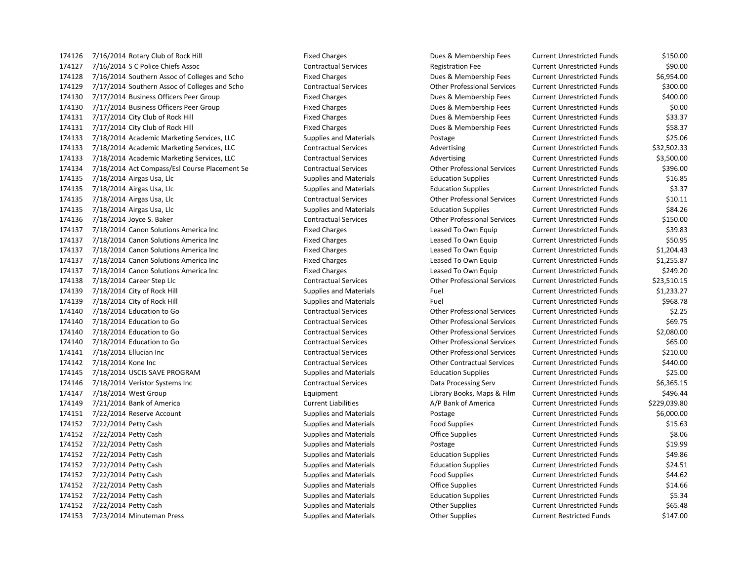| | | | | | | |
|---|---|---|---|---|---|---|
| 174126 | 7/16/2014 | Rotary Club of Rock Hill | Fixed Charges | Dues & Membership Fees | Current Unrestricted Funds | $150.00 |
| 174127 | 7/16/2014 | S C Police Chiefs Assoc | Contractual Services | Registration Fee | Current Unrestricted Funds | $90.00 |
| 174128 | 7/16/2014 | Southern Assoc of Colleges and Scho | Fixed Charges | Dues & Membership Fees | Current Unrestricted Funds | $6,954.00 |
| 174129 | 7/17/2014 | Southern Assoc of Colleges and Scho | Contractual Services | Other Professional Services | Current Unrestricted Funds | $300.00 |
| 174130 | 7/17/2014 | Business Officers Peer Group | Fixed Charges | Dues & Membership Fees | Current Unrestricted Funds | $400.00 |
| 174130 | 7/17/2014 | Business Officers Peer Group | Fixed Charges | Dues & Membership Fees | Current Unrestricted Funds | $0.00 |
| 174131 | 7/17/2014 | City Club of Rock Hill | Fixed Charges | Dues & Membership Fees | Current Unrestricted Funds | $33.37 |
| 174131 | 7/17/2014 | City Club of Rock Hill | Fixed Charges | Dues & Membership Fees | Current Unrestricted Funds | $58.37 |
| 174133 | 7/18/2014 | Academic Marketing Services, LLC | Supplies and Materials | Postage | Current Unrestricted Funds | $25.06 |
| 174133 | 7/18/2014 | Academic Marketing Services, LLC | Contractual Services | Advertising | Current Unrestricted Funds | $32,502.33 |
| 174133 | 7/18/2014 | Academic Marketing Services, LLC | Contractual Services | Advertising | Current Unrestricted Funds | $3,500.00 |
| 174134 | 7/18/2014 | Act Compass/Esl Course Placement Se | Contractual Services | Other Professional Services | Current Unrestricted Funds | $396.00 |
| 174135 | 7/18/2014 | Airgas Usa, Llc | Supplies and Materials | Education Supplies | Current Unrestricted Funds | $16.85 |
| 174135 | 7/18/2014 | Airgas Usa, Llc | Supplies and Materials | Education Supplies | Current Unrestricted Funds | $3.37 |
| 174135 | 7/18/2014 | Airgas Usa, Llc | Contractual Services | Other Professional Services | Current Unrestricted Funds | $10.11 |
| 174135 | 7/18/2014 | Airgas Usa, Llc | Supplies and Materials | Education Supplies | Current Unrestricted Funds | $84.26 |
| 174136 | 7/18/2014 | Joyce S. Baker | Contractual Services | Other Professional Services | Current Unrestricted Funds | $150.00 |
| 174137 | 7/18/2014 | Canon Solutions America Inc | Fixed Charges | Leased To Own Equip | Current Unrestricted Funds | $39.83 |
| 174137 | 7/18/2014 | Canon Solutions America Inc | Fixed Charges | Leased To Own Equip | Current Unrestricted Funds | $50.95 |
| 174137 | 7/18/2014 | Canon Solutions America Inc | Fixed Charges | Leased To Own Equip | Current Unrestricted Funds | $1,204.43 |
| 174137 | 7/18/2014 | Canon Solutions America Inc | Fixed Charges | Leased To Own Equip | Current Unrestricted Funds | $1,255.87 |
| 174137 | 7/18/2014 | Canon Solutions America Inc | Fixed Charges | Leased To Own Equip | Current Unrestricted Funds | $249.20 |
| 174138 | 7/18/2014 | Career Step Llc | Contractual Services | Other Professional Services | Current Unrestricted Funds | $23,510.15 |
| 174139 | 7/18/2014 | City of Rock Hill | Supplies and Materials | Fuel | Current Unrestricted Funds | $1,233.27 |
| 174139 | 7/18/2014 | City of Rock Hill | Supplies and Materials | Fuel | Current Unrestricted Funds | $968.78 |
| 174140 | 7/18/2014 | Education to Go | Contractual Services | Other Professional Services | Current Unrestricted Funds | $2.25 |
| 174140 | 7/18/2014 | Education to Go | Contractual Services | Other Professional Services | Current Unrestricted Funds | $69.75 |
| 174140 | 7/18/2014 | Education to Go | Contractual Services | Other Professional Services | Current Unrestricted Funds | $2,080.00 |
| 174140 | 7/18/2014 | Education to Go | Contractual Services | Other Professional Services | Current Unrestricted Funds | $65.00 |
| 174141 | 7/18/2014 | Ellucian Inc | Contractual Services | Other Professional Services | Current Unrestricted Funds | $210.00 |
| 174142 | 7/18/2014 | Kone Inc | Contractual Services | Other Contractual Services | Current Unrestricted Funds | $440.00 |
| 174145 | 7/18/2014 | USCIS SAVE PROGRAM | Supplies and Materials | Education Supplies | Current Unrestricted Funds | $25.00 |
| 174146 | 7/18/2014 | Veristor Systems Inc | Contractual Services | Data Processing Serv | Current Unrestricted Funds | $6,365.15 |
| 174147 | 7/18/2014 | West Group | Equipment | Library Books, Maps & Film | Current Unrestricted Funds | $496.44 |
| 174149 | 7/21/2014 | Bank of America | Current Liabilities | A/P Bank of America | Current Unrestricted Funds | $229,039.80 |
| 174151 | 7/22/2014 | Reserve Account | Supplies and Materials | Postage | Current Unrestricted Funds | $6,000.00 |
| 174152 | 7/22/2014 | Petty Cash | Supplies and Materials | Food Supplies | Current Unrestricted Funds | $15.63 |
| 174152 | 7/22/2014 | Petty Cash | Supplies and Materials | Office Supplies | Current Unrestricted Funds | $8.06 |
| 174152 | 7/22/2014 | Petty Cash | Supplies and Materials | Postage | Current Unrestricted Funds | $19.99 |
| 174152 | 7/22/2014 | Petty Cash | Supplies and Materials | Education Supplies | Current Unrestricted Funds | $49.86 |
| 174152 | 7/22/2014 | Petty Cash | Supplies and Materials | Education Supplies | Current Unrestricted Funds | $24.51 |
| 174152 | 7/22/2014 | Petty Cash | Supplies and Materials | Food Supplies | Current Unrestricted Funds | $44.62 |
| 174152 | 7/22/2014 | Petty Cash | Supplies and Materials | Office Supplies | Current Unrestricted Funds | $14.66 |
| 174152 | 7/22/2014 | Petty Cash | Supplies and Materials | Education Supplies | Current Unrestricted Funds | $5.34 |
| 174152 | 7/22/2014 | Petty Cash | Supplies and Materials | Other Supplies | Current Unrestricted Funds | $65.48 |
| 174153 | 7/23/2014 | Minuteman Press | Supplies and Materials | Other Supplies | Current Restricted Funds | $147.00 |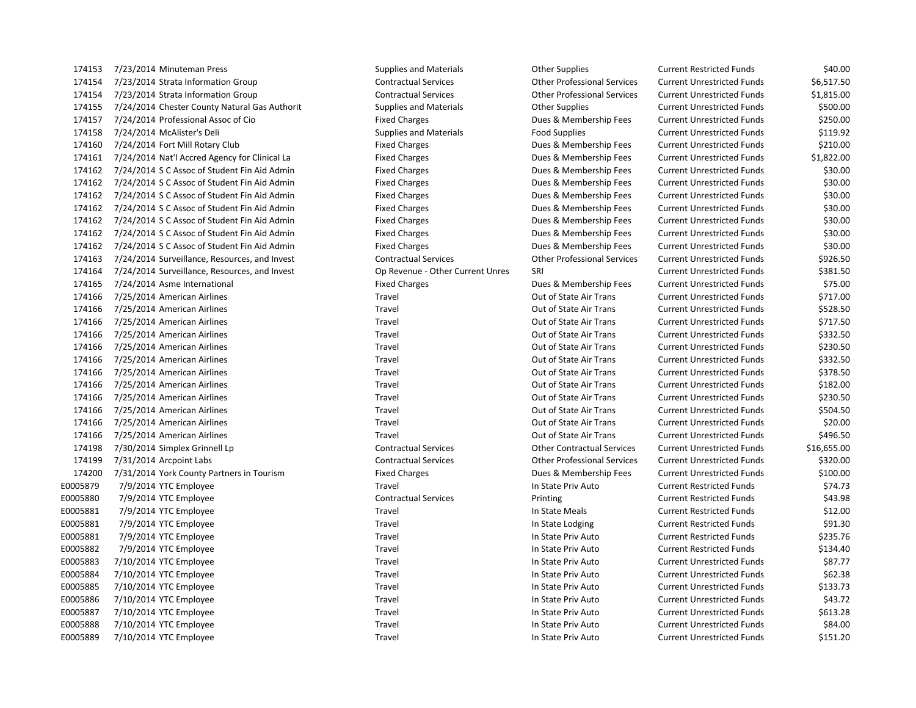| | | | | | | |
|---|---|---|---|---|---|---|
| 174153 | 7/23/2014 | Minuteman Press | Supplies and Materials | Other Supplies | Current Restricted Funds | $40.00 |
| 174154 | 7/23/2014 | Strata Information Group | Contractual Services | Other Professional Services | Current Unrestricted Funds | $6,517.50 |
| 174154 | 7/23/2014 | Strata Information Group | Contractual Services | Other Professional Services | Current Unrestricted Funds | $1,815.00 |
| 174155 | 7/24/2014 | Chester County Natural Gas Authorit | Supplies and Materials | Other Supplies | Current Unrestricted Funds | $500.00 |
| 174157 | 7/24/2014 | Professional Assoc of Cio | Fixed Charges | Dues & Membership Fees | Current Unrestricted Funds | $250.00 |
| 174158 | 7/24/2014 | McAlister's Deli | Supplies and Materials | Food Supplies | Current Unrestricted Funds | $119.92 |
| 174160 | 7/24/2014 | Fort Mill Rotary Club | Fixed Charges | Dues & Membership Fees | Current Unrestricted Funds | $210.00 |
| 174161 | 7/24/2014 | Nat'l Accred Agency for Clinical La | Fixed Charges | Dues & Membership Fees | Current Unrestricted Funds | $1,822.00 |
| 174162 | 7/24/2014 | S C Assoc of Student Fin Aid Admin | Fixed Charges | Dues & Membership Fees | Current Unrestricted Funds | $30.00 |
| 174162 | 7/24/2014 | S C Assoc of Student Fin Aid Admin | Fixed Charges | Dues & Membership Fees | Current Unrestricted Funds | $30.00 |
| 174162 | 7/24/2014 | S C Assoc of Student Fin Aid Admin | Fixed Charges | Dues & Membership Fees | Current Unrestricted Funds | $30.00 |
| 174162 | 7/24/2014 | S C Assoc of Student Fin Aid Admin | Fixed Charges | Dues & Membership Fees | Current Unrestricted Funds | $30.00 |
| 174162 | 7/24/2014 | S C Assoc of Student Fin Aid Admin | Fixed Charges | Dues & Membership Fees | Current Unrestricted Funds | $30.00 |
| 174162 | 7/24/2014 | S C Assoc of Student Fin Aid Admin | Fixed Charges | Dues & Membership Fees | Current Unrestricted Funds | $30.00 |
| 174162 | 7/24/2014 | S C Assoc of Student Fin Aid Admin | Fixed Charges | Dues & Membership Fees | Current Unrestricted Funds | $30.00 |
| 174163 | 7/24/2014 | Surveillance, Resources, and Invest | Contractual Services | Other Professional Services | Current Unrestricted Funds | $926.50 |
| 174164 | 7/24/2014 | Surveillance, Resources, and Invest | Op Revenue - Other Current Unres | SRI | Current Unrestricted Funds | $381.50 |
| 174165 | 7/24/2014 | Asme International | Fixed Charges | Dues & Membership Fees | Current Unrestricted Funds | $75.00 |
| 174166 | 7/25/2014 | American Airlines | Travel | Out of State Air Trans | Current Unrestricted Funds | $717.00 |
| 174166 | 7/25/2014 | American Airlines | Travel | Out of State Air Trans | Current Unrestricted Funds | $528.50 |
| 174166 | 7/25/2014 | American Airlines | Travel | Out of State Air Trans | Current Unrestricted Funds | $717.50 |
| 174166 | 7/25/2014 | American Airlines | Travel | Out of State Air Trans | Current Unrestricted Funds | $332.50 |
| 174166 | 7/25/2014 | American Airlines | Travel | Out of State Air Trans | Current Unrestricted Funds | $230.50 |
| 174166 | 7/25/2014 | American Airlines | Travel | Out of State Air Trans | Current Unrestricted Funds | $332.50 |
| 174166 | 7/25/2014 | American Airlines | Travel | Out of State Air Trans | Current Unrestricted Funds | $378.50 |
| 174166 | 7/25/2014 | American Airlines | Travel | Out of State Air Trans | Current Unrestricted Funds | $182.00 |
| 174166 | 7/25/2014 | American Airlines | Travel | Out of State Air Trans | Current Unrestricted Funds | $230.50 |
| 174166 | 7/25/2014 | American Airlines | Travel | Out of State Air Trans | Current Unrestricted Funds | $504.50 |
| 174166 | 7/25/2014 | American Airlines | Travel | Out of State Air Trans | Current Unrestricted Funds | $20.00 |
| 174166 | 7/25/2014 | American Airlines | Travel | Out of State Air Trans | Current Unrestricted Funds | $496.50 |
| 174198 | 7/30/2014 | Simplex Grinnell Lp | Contractual Services | Other Contractual Services | Current Unrestricted Funds | $16,655.00 |
| 174199 | 7/31/2014 | Arcpoint Labs | Contractual Services | Other Professional Services | Current Unrestricted Funds | $320.00 |
| 174200 | 7/31/2014 | York County Partners in Tourism | Fixed Charges | Dues & Membership Fees | Current Unrestricted Funds | $100.00 |
| E0005879 | 7/9/2014 | YTC Employee | Travel | In State Priv Auto | Current Restricted Funds | $74.73 |
| E0005880 | 7/9/2014 | YTC Employee | Contractual Services | Printing | Current Restricted Funds | $43.98 |
| E0005881 | 7/9/2014 | YTC Employee | Travel | In State Meals | Current Restricted Funds | $12.00 |
| E0005881 | 7/9/2014 | YTC Employee | Travel | In State Lodging | Current Restricted Funds | $91.30 |
| E0005881 | 7/9/2014 | YTC Employee | Travel | In State Priv Auto | Current Restricted Funds | $235.76 |
| E0005882 | 7/9/2014 | YTC Employee | Travel | In State Priv Auto | Current Restricted Funds | $134.40 |
| E0005883 | 7/10/2014 | YTC Employee | Travel | In State Priv Auto | Current Unrestricted Funds | $87.77 |
| E0005884 | 7/10/2014 | YTC Employee | Travel | In State Priv Auto | Current Unrestricted Funds | $62.38 |
| E0005885 | 7/10/2014 | YTC Employee | Travel | In State Priv Auto | Current Unrestricted Funds | $133.73 |
| E0005886 | 7/10/2014 | YTC Employee | Travel | In State Priv Auto | Current Unrestricted Funds | $43.72 |
| E0005887 | 7/10/2014 | YTC Employee | Travel | In State Priv Auto | Current Unrestricted Funds | $613.28 |
| E0005888 | 7/10/2014 | YTC Employee | Travel | In State Priv Auto | Current Unrestricted Funds | $84.00 |
| E0005889 | 7/10/2014 | YTC Employee | Travel | In State Priv Auto | Current Unrestricted Funds | $151.20 |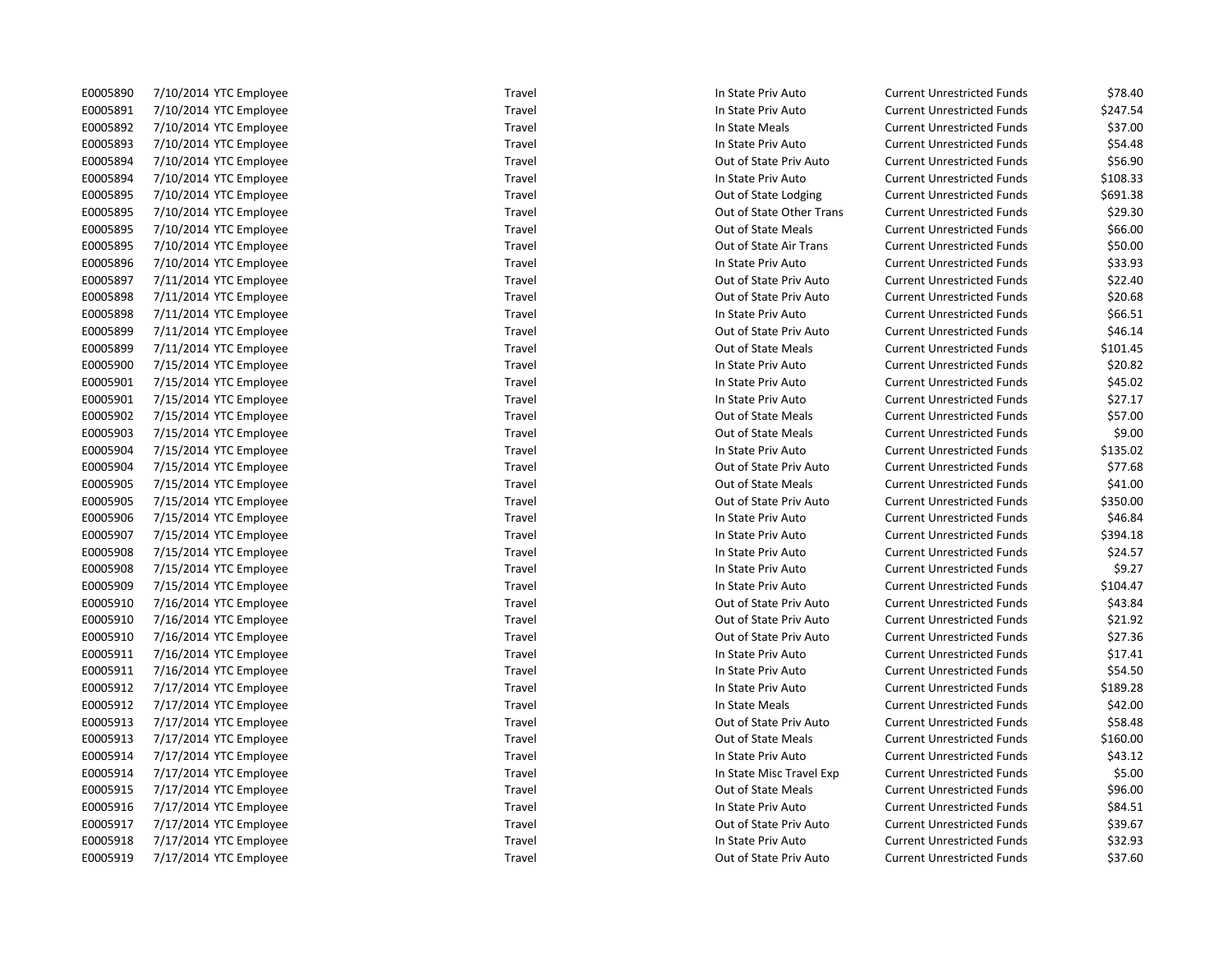| | | | | | | |
|---|---|---|---|---|---|---|
| E0005890 | 7/10/2014 | YTC Employee | Travel | In State Priv Auto | Current Unrestricted Funds | $78.40 |
| E0005891 | 7/10/2014 | YTC Employee | Travel | In State Priv Auto | Current Unrestricted Funds | $247.54 |
| E0005892 | 7/10/2014 | YTC Employee | Travel | In State Meals | Current Unrestricted Funds | $37.00 |
| E0005893 | 7/10/2014 | YTC Employee | Travel | In State Priv Auto | Current Unrestricted Funds | $54.48 |
| E0005894 | 7/10/2014 | YTC Employee | Travel | Out of State Priv Auto | Current Unrestricted Funds | $56.90 |
| E0005894 | 7/10/2014 | YTC Employee | Travel | In State Priv Auto | Current Unrestricted Funds | $108.33 |
| E0005895 | 7/10/2014 | YTC Employee | Travel | Out of State Lodging | Current Unrestricted Funds | $691.38 |
| E0005895 | 7/10/2014 | YTC Employee | Travel | Out of State Other Trans | Current Unrestricted Funds | $29.30 |
| E0005895 | 7/10/2014 | YTC Employee | Travel | Out of State Meals | Current Unrestricted Funds | $66.00 |
| E0005895 | 7/10/2014 | YTC Employee | Travel | Out of State Air Trans | Current Unrestricted Funds | $50.00 |
| E0005896 | 7/10/2014 | YTC Employee | Travel | In State Priv Auto | Current Unrestricted Funds | $33.93 |
| E0005897 | 7/11/2014 | YTC Employee | Travel | Out of State Priv Auto | Current Unrestricted Funds | $22.40 |
| E0005898 | 7/11/2014 | YTC Employee | Travel | Out of State Priv Auto | Current Unrestricted Funds | $20.68 |
| E0005898 | 7/11/2014 | YTC Employee | Travel | In State Priv Auto | Current Unrestricted Funds | $66.51 |
| E0005899 | 7/11/2014 | YTC Employee | Travel | Out of State Priv Auto | Current Unrestricted Funds | $46.14 |
| E0005899 | 7/11/2014 | YTC Employee | Travel | Out of State Meals | Current Unrestricted Funds | $101.45 |
| E0005900 | 7/15/2014 | YTC Employee | Travel | In State Priv Auto | Current Unrestricted Funds | $20.82 |
| E0005901 | 7/15/2014 | YTC Employee | Travel | In State Priv Auto | Current Unrestricted Funds | $45.02 |
| E0005901 | 7/15/2014 | YTC Employee | Travel | In State Priv Auto | Current Unrestricted Funds | $27.17 |
| E0005902 | 7/15/2014 | YTC Employee | Travel | Out of State Meals | Current Unrestricted Funds | $57.00 |
| E0005903 | 7/15/2014 | YTC Employee | Travel | Out of State Meals | Current Unrestricted Funds | $9.00 |
| E0005904 | 7/15/2014 | YTC Employee | Travel | In State Priv Auto | Current Unrestricted Funds | $135.02 |
| E0005904 | 7/15/2014 | YTC Employee | Travel | Out of State Priv Auto | Current Unrestricted Funds | $77.68 |
| E0005905 | 7/15/2014 | YTC Employee | Travel | Out of State Meals | Current Unrestricted Funds | $41.00 |
| E0005905 | 7/15/2014 | YTC Employee | Travel | Out of State Priv Auto | Current Unrestricted Funds | $350.00 |
| E0005906 | 7/15/2014 | YTC Employee | Travel | In State Priv Auto | Current Unrestricted Funds | $46.84 |
| E0005907 | 7/15/2014 | YTC Employee | Travel | In State Priv Auto | Current Unrestricted Funds | $394.18 |
| E0005908 | 7/15/2014 | YTC Employee | Travel | In State Priv Auto | Current Unrestricted Funds | $24.57 |
| E0005908 | 7/15/2014 | YTC Employee | Travel | In State Priv Auto | Current Unrestricted Funds | $9.27 |
| E0005909 | 7/15/2014 | YTC Employee | Travel | In State Priv Auto | Current Unrestricted Funds | $104.47 |
| E0005910 | 7/16/2014 | YTC Employee | Travel | Out of State Priv Auto | Current Unrestricted Funds | $43.84 |
| E0005910 | 7/16/2014 | YTC Employee | Travel | Out of State Priv Auto | Current Unrestricted Funds | $21.92 |
| E0005910 | 7/16/2014 | YTC Employee | Travel | Out of State Priv Auto | Current Unrestricted Funds | $27.36 |
| E0005911 | 7/16/2014 | YTC Employee | Travel | In State Priv Auto | Current Unrestricted Funds | $17.41 |
| E0005911 | 7/16/2014 | YTC Employee | Travel | In State Priv Auto | Current Unrestricted Funds | $54.50 |
| E0005912 | 7/17/2014 | YTC Employee | Travel | In State Priv Auto | Current Unrestricted Funds | $189.28 |
| E0005912 | 7/17/2014 | YTC Employee | Travel | In State Meals | Current Unrestricted Funds | $42.00 |
| E0005913 | 7/17/2014 | YTC Employee | Travel | Out of State Priv Auto | Current Unrestricted Funds | $58.48 |
| E0005913 | 7/17/2014 | YTC Employee | Travel | Out of State Meals | Current Unrestricted Funds | $160.00 |
| E0005914 | 7/17/2014 | YTC Employee | Travel | In State Priv Auto | Current Unrestricted Funds | $43.12 |
| E0005914 | 7/17/2014 | YTC Employee | Travel | In State Misc Travel Exp | Current Unrestricted Funds | $5.00 |
| E0005915 | 7/17/2014 | YTC Employee | Travel | Out of State Meals | Current Unrestricted Funds | $96.00 |
| E0005916 | 7/17/2014 | YTC Employee | Travel | In State Priv Auto | Current Unrestricted Funds | $84.51 |
| E0005917 | 7/17/2014 | YTC Employee | Travel | Out of State Priv Auto | Current Unrestricted Funds | $39.67 |
| E0005918 | 7/17/2014 | YTC Employee | Travel | In State Priv Auto | Current Unrestricted Funds | $32.93 |
| E0005919 | 7/17/2014 | YTC Employee | Travel | Out of State Priv Auto | Current Unrestricted Funds | $37.60 |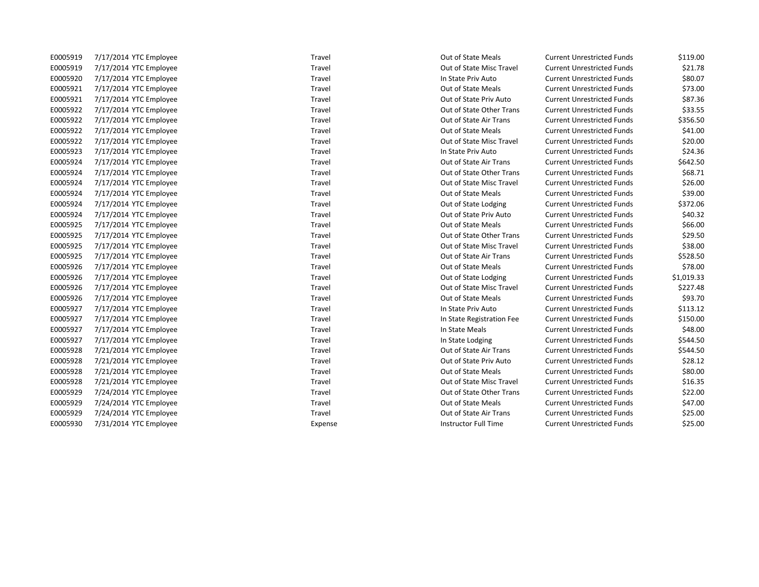| | | | | | | |
|---|---|---|---|---|---|---|
| E0005919 | 7/17/2014 | YTC Employee | Travel | Out of State Meals | Current Unrestricted Funds | $119.00 |
| E0005919 | 7/17/2014 | YTC Employee | Travel | Out of State Misc Travel | Current Unrestricted Funds | $21.78 |
| E0005920 | 7/17/2014 | YTC Employee | Travel | In State Priv Auto | Current Unrestricted Funds | $80.07 |
| E0005921 | 7/17/2014 | YTC Employee | Travel | Out of State Meals | Current Unrestricted Funds | $73.00 |
| E0005921 | 7/17/2014 | YTC Employee | Travel | Out of State Priv Auto | Current Unrestricted Funds | $87.36 |
| E0005922 | 7/17/2014 | YTC Employee | Travel | Out of State Other Trans | Current Unrestricted Funds | $33.55 |
| E0005922 | 7/17/2014 | YTC Employee | Travel | Out of State Air Trans | Current Unrestricted Funds | $356.50 |
| E0005922 | 7/17/2014 | YTC Employee | Travel | Out of State Meals | Current Unrestricted Funds | $41.00 |
| E0005922 | 7/17/2014 | YTC Employee | Travel | Out of State Misc Travel | Current Unrestricted Funds | $20.00 |
| E0005923 | 7/17/2014 | YTC Employee | Travel | In State Priv Auto | Current Unrestricted Funds | $24.36 |
| E0005924 | 7/17/2014 | YTC Employee | Travel | Out of State Air Trans | Current Unrestricted Funds | $642.50 |
| E0005924 | 7/17/2014 | YTC Employee | Travel | Out of State Other Trans | Current Unrestricted Funds | $68.71 |
| E0005924 | 7/17/2014 | YTC Employee | Travel | Out of State Misc Travel | Current Unrestricted Funds | $26.00 |
| E0005924 | 7/17/2014 | YTC Employee | Travel | Out of State Meals | Current Unrestricted Funds | $39.00 |
| E0005924 | 7/17/2014 | YTC Employee | Travel | Out of State Lodging | Current Unrestricted Funds | $372.06 |
| E0005924 | 7/17/2014 | YTC Employee | Travel | Out of State Priv Auto | Current Unrestricted Funds | $40.32 |
| E0005925 | 7/17/2014 | YTC Employee | Travel | Out of State Meals | Current Unrestricted Funds | $66.00 |
| E0005925 | 7/17/2014 | YTC Employee | Travel | Out of State Other Trans | Current Unrestricted Funds | $29.50 |
| E0005925 | 7/17/2014 | YTC Employee | Travel | Out of State Misc Travel | Current Unrestricted Funds | $38.00 |
| E0005925 | 7/17/2014 | YTC Employee | Travel | Out of State Air Trans | Current Unrestricted Funds | $528.50 |
| E0005926 | 7/17/2014 | YTC Employee | Travel | Out of State Meals | Current Unrestricted Funds | $78.00 |
| E0005926 | 7/17/2014 | YTC Employee | Travel | Out of State Lodging | Current Unrestricted Funds | $1,019.33 |
| E0005926 | 7/17/2014 | YTC Employee | Travel | Out of State Misc Travel | Current Unrestricted Funds | $227.48 |
| E0005926 | 7/17/2014 | YTC Employee | Travel | Out of State Meals | Current Unrestricted Funds | $93.70 |
| E0005927 | 7/17/2014 | YTC Employee | Travel | In State Priv Auto | Current Unrestricted Funds | $113.12 |
| E0005927 | 7/17/2014 | YTC Employee | Travel | In State Registration Fee | Current Unrestricted Funds | $150.00 |
| E0005927 | 7/17/2014 | YTC Employee | Travel | In State Meals | Current Unrestricted Funds | $48.00 |
| E0005927 | 7/17/2014 | YTC Employee | Travel | In State Lodging | Current Unrestricted Funds | $544.50 |
| E0005928 | 7/21/2014 | YTC Employee | Travel | Out of State Air Trans | Current Unrestricted Funds | $544.50 |
| E0005928 | 7/21/2014 | YTC Employee | Travel | Out of State Priv Auto | Current Unrestricted Funds | $28.12 |
| E0005928 | 7/21/2014 | YTC Employee | Travel | Out of State Meals | Current Unrestricted Funds | $80.00 |
| E0005928 | 7/21/2014 | YTC Employee | Travel | Out of State Misc Travel | Current Unrestricted Funds | $16.35 |
| E0005929 | 7/24/2014 | YTC Employee | Travel | Out of State Other Trans | Current Unrestricted Funds | $22.00 |
| E0005929 | 7/24/2014 | YTC Employee | Travel | Out of State Meals | Current Unrestricted Funds | $47.00 |
| E0005929 | 7/24/2014 | YTC Employee | Travel | Out of State Air Trans | Current Unrestricted Funds | $25.00 |
| E0005930 | 7/31/2014 | YTC Employee | Expense | Instructor Full Time | Current Unrestricted Funds | $25.00 |